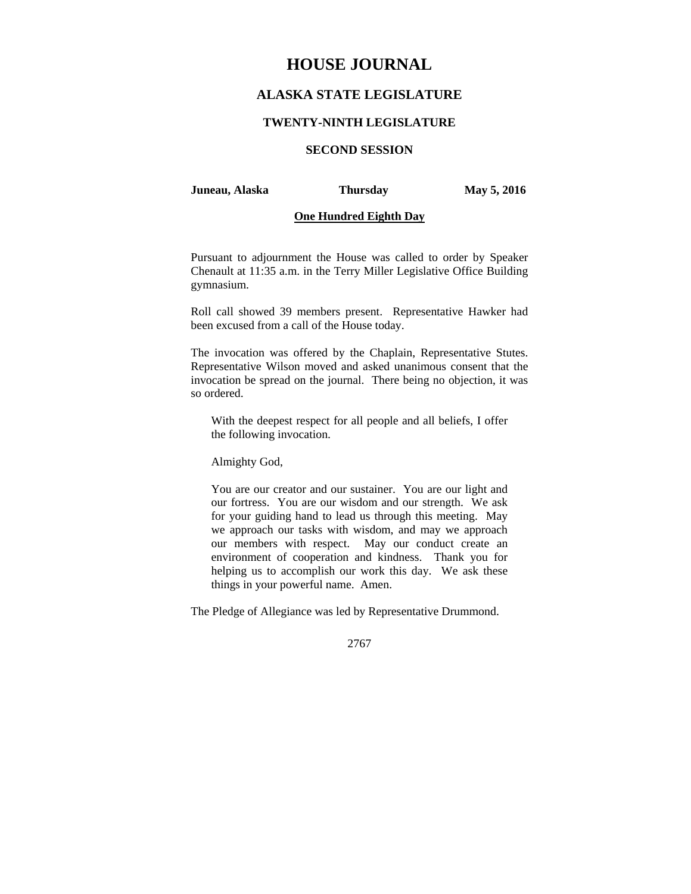# HOUSE JOURNAL

## ALASKA STATE LEGISLATURE

### TWENTY-NINTH LEGISLATURE

### SECOND SESSION

**Juneau, Alaska** **Thursday** **May 5, 2016**

**One Hundred Eighth Day**

Pursuant to adjournment the House was called to order by Speaker Chenault at 11:35 a.m. in the Terry Miller Legislative Office Building gymnasium.

Roll call showed 39 members present. Representative Hawker had been excused from a call of the House today.

The invocation was offered by the Chaplain, Representative Stutes. Representative Wilson moved and asked unanimous consent that the invocation be spread on the journal. There being no objection, it was so ordered.

> With the deepest respect for all people and all beliefs, I offer the following invocation.
>
> Almighty God,
>
> You are our creator and our sustainer. You are our light and our fortress. You are our wisdom and our strength. We ask for your guiding hand to lead us through this meeting. May we approach our tasks with wisdom, and may we approach our members with respect. May our conduct create an environment of cooperation and kindness. Thank you for helping us to accomplish our work this day. We ask these things in your powerful name. Amen.

The Pledge of Allegiance was led by Representative Drummond.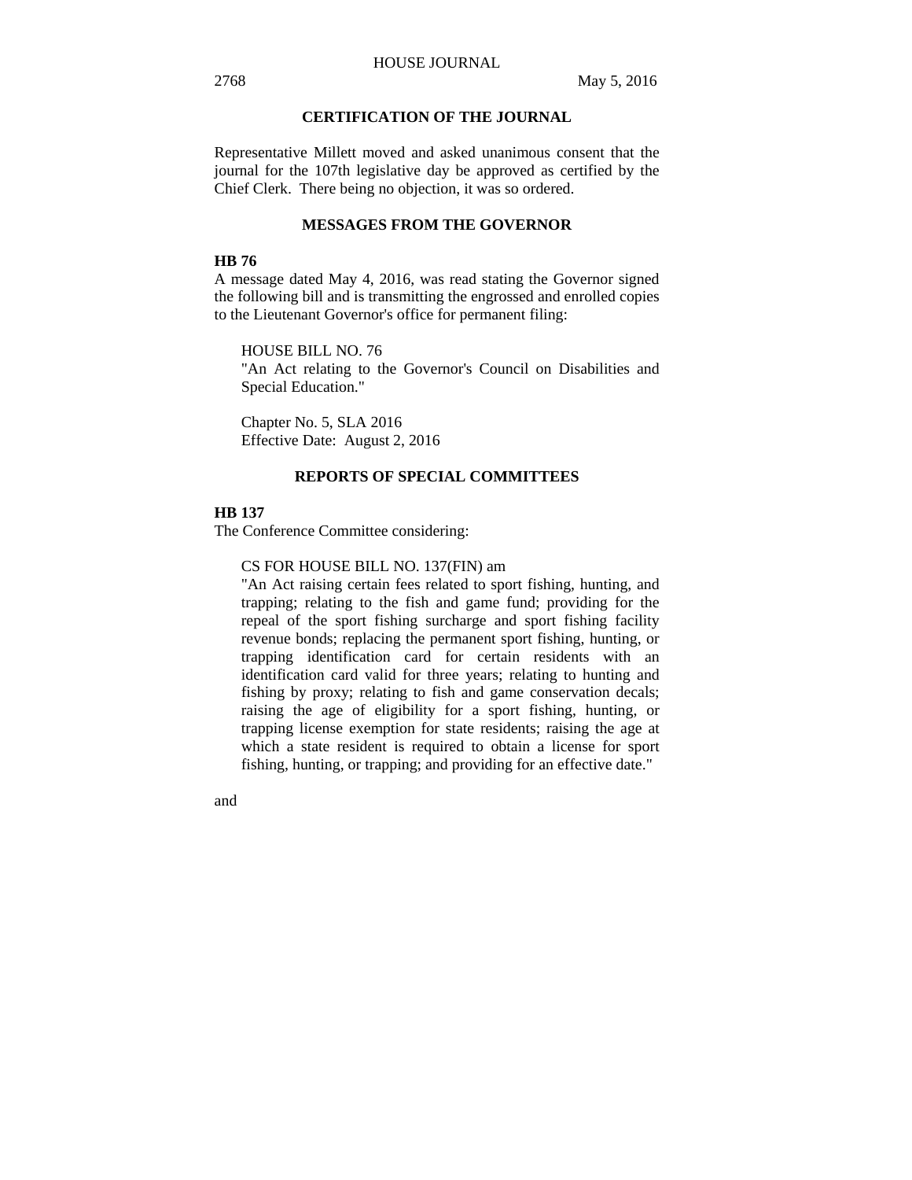## CERTIFICATION OF THE JOURNAL

Representative Millett moved and asked unanimous consent that the journal for the 107th legislative day be approved as certified by the Chief Clerk. There being no objection, it was so ordered.

## MESSAGES FROM THE GOVERNOR

**HB 76**

A message dated May 4, 2016, was read stating the Governor signed the following bill and is transmitting the engrossed and enrolled copies to the Lieutenant Governor's office for permanent filing:

HOUSE BILL NO. 76
"An Act relating to the Governor's Council on Disabilities and Special Education."

Chapter No. 5, SLA 2016
Effective Date: August 2, 2016

## REPORTS OF SPECIAL COMMITTEES

**HB 137**

The Conference Committee considering:

CS FOR HOUSE BILL NO. 137(FIN) am
"An Act raising certain fees related to sport fishing, hunting, and trapping; relating to the fish and game fund; providing for the repeal of the sport fishing surcharge and sport fishing facility revenue bonds; replacing the permanent sport fishing, hunting, or trapping identification card for certain residents with an identification card valid for three years; relating to hunting and fishing by proxy; relating to fish and game conservation decals; raising the age of eligibility for a sport fishing, hunting, or trapping license exemption for state residents; raising the age at which a state resident is required to obtain a license for sport fishing, hunting, or trapping; and providing for an effective date."

and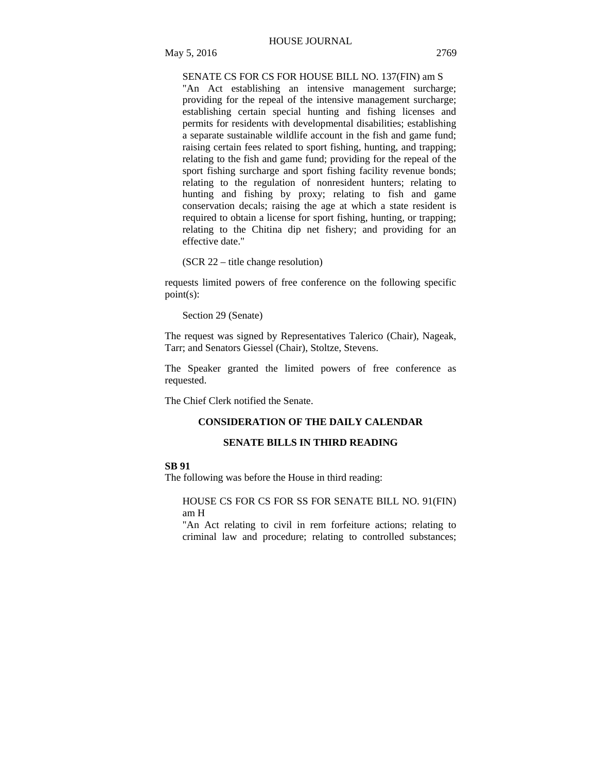SENATE CS FOR CS FOR HOUSE BILL NO. 137(FIN) am S
"An Act establishing an intensive management surcharge; providing for the repeal of the intensive management surcharge; establishing certain special hunting and fishing licenses and permits for residents with developmental disabilities; establishing a separate sustainable wildlife account in the fish and game fund; raising certain fees related to sport fishing, hunting, and trapping; relating to the fish and game fund; providing for the repeal of the sport fishing surcharge and sport fishing facility revenue bonds; relating to the regulation of nonresident hunters; relating to hunting and fishing by proxy; relating to fish and game conservation decals; raising the age at which a state resident is required to obtain a license for sport fishing, hunting, or trapping; relating to the Chitina dip net fishery; and providing for an effective date."

(SCR 22 – title change resolution)

requests limited powers of free conference on the following specific point(s):

Section 29 (Senate)

The request was signed by Representatives Talerico (Chair), Nageak, Tarr; and Senators Giessel (Chair), Stoltze, Stevens.

The Speaker granted the limited powers of free conference as requested.

The Chief Clerk notified the Senate.

## CONSIDERATION OF THE DAILY CALENDAR

## SENATE BILLS IN THIRD READING

**SB 91**

The following was before the House in third reading:

HOUSE CS FOR CS FOR SS FOR SENATE BILL NO. 91(FIN) am H
"An Act relating to civil in rem forfeiture actions; relating to criminal law and procedure; relating to controlled substances;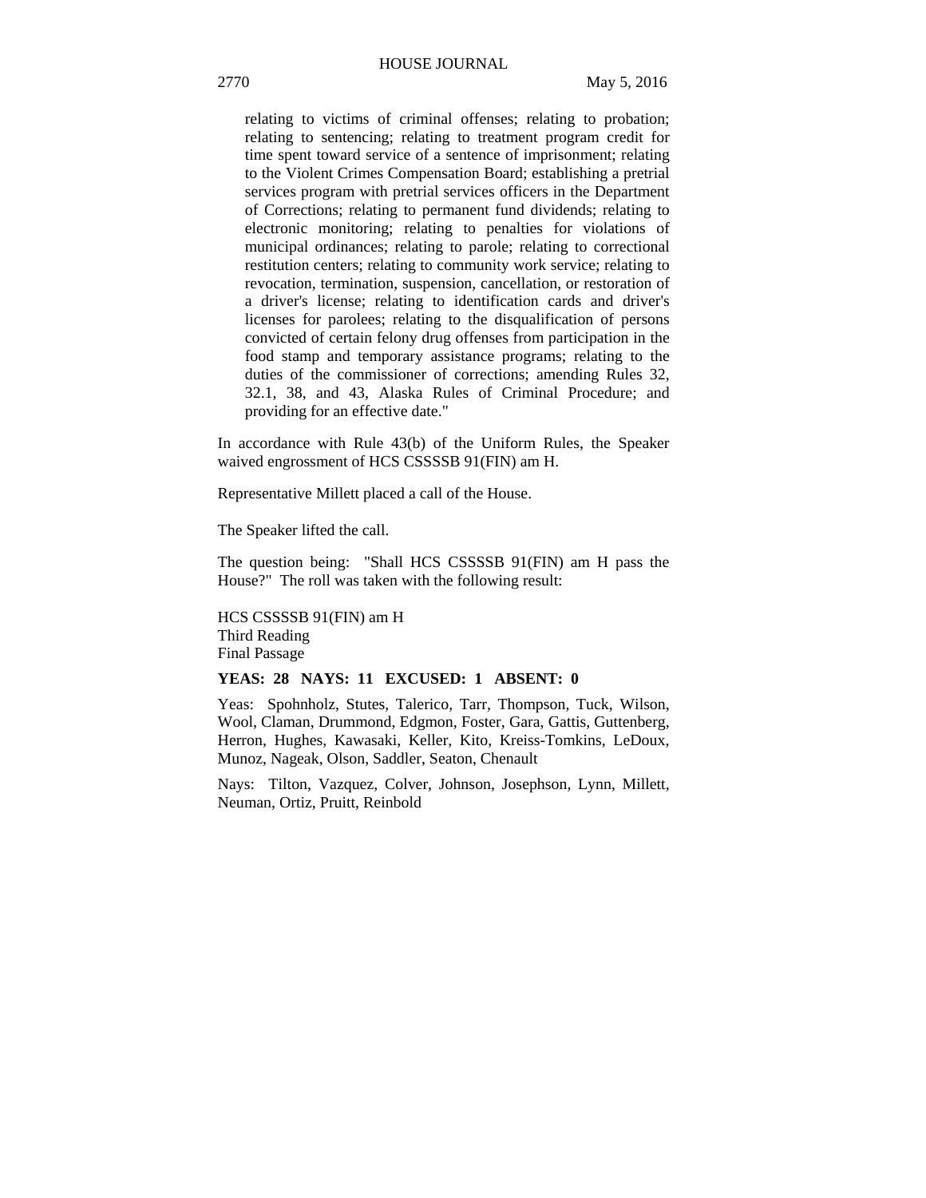relating to victims of criminal offenses; relating to probation; relating to sentencing; relating to treatment program credit for time spent toward service of a sentence of imprisonment; relating to the Violent Crimes Compensation Board; establishing a pretrial services program with pretrial services officers in the Department of Corrections; relating to permanent fund dividends; relating to electronic monitoring; relating to penalties for violations of municipal ordinances; relating to parole; relating to correctional restitution centers; relating to community work service; relating to revocation, termination, suspension, cancellation, or restoration of a driver's license; relating to identification cards and driver's licenses for parolees; relating to the disqualification of persons convicted of certain felony drug offenses from participation in the food stamp and temporary assistance programs; relating to the duties of the commissioner of corrections; amending Rules 32, 32.1, 38, and 43, Alaska Rules of Criminal Procedure; and providing for an effective date."

In accordance with Rule 43(b) of the Uniform Rules, the Speaker waived engrossment of HCS CSSSSB 91(FIN) am H.

Representative Millett placed a call of the House.

The Speaker lifted the call.

The question being: "Shall HCS CSSSSB 91(FIN) am H pass the House?" The roll was taken with the following result:

HCS CSSSSB 91(FIN) am H
Third Reading
Final Passage

**YEAS: 28 NAYS: 11 EXCUSED: 1 ABSENT: 0**

Yeas: Spohnholz, Stutes, Talerico, Tarr, Thompson, Tuck, Wilson, Wool, Claman, Drummond, Edgmon, Foster, Gara, Gattis, Guttenberg, Herron, Hughes, Kawasaki, Keller, Kito, Kreiss-Tomkins, LeDoux, Munoz, Nageak, Olson, Saddler, Seaton, Chenault

Nays: Tilton, Vazquez, Colver, Johnson, Josephson, Lynn, Millett, Neuman, Ortiz, Pruitt, Reinbold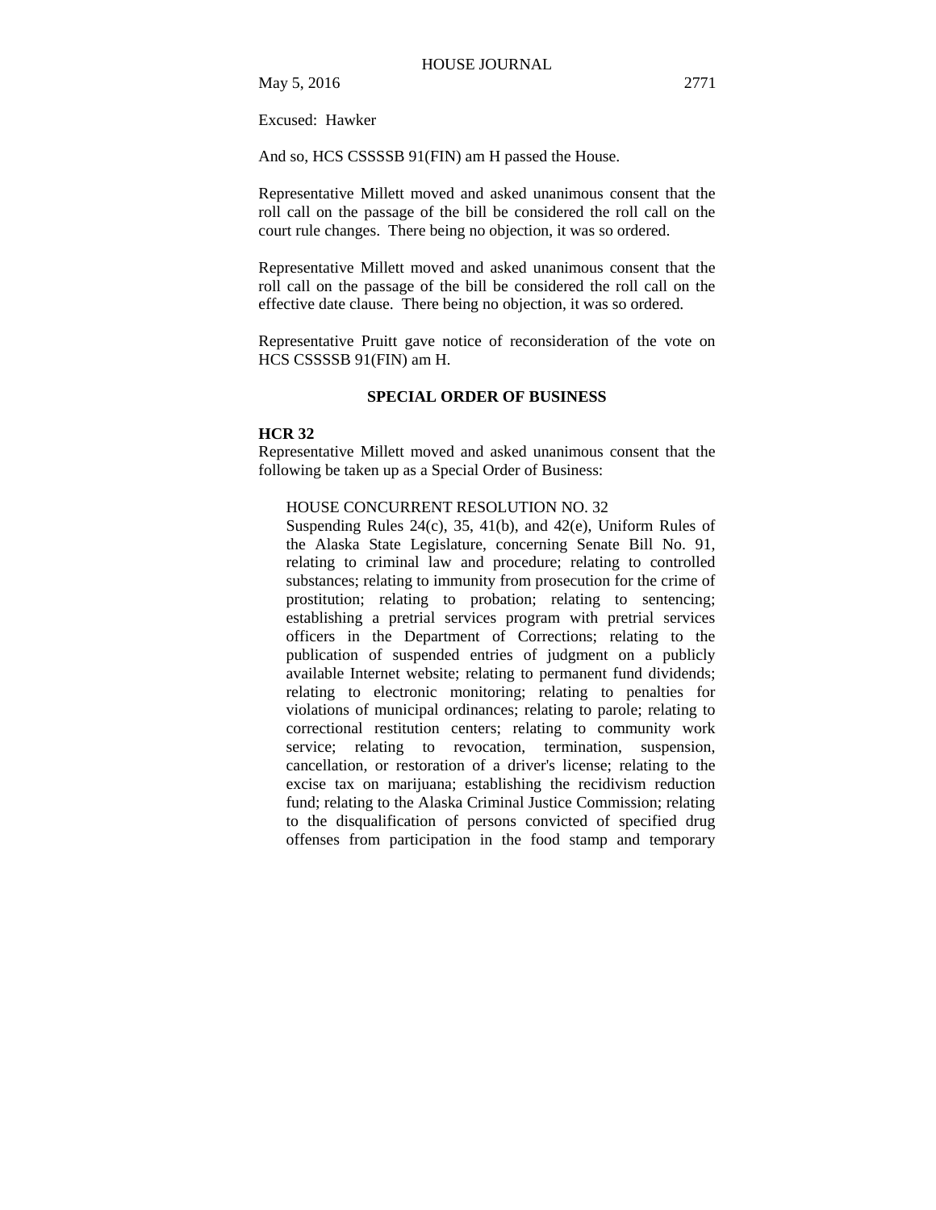Excused: Hawker

And so, HCS CSSSSB 91(FIN) am H passed the House.

Representative Millett moved and asked unanimous consent that the roll call on the passage of the bill be considered the roll call on the court rule changes. There being no objection, it was so ordered.

Representative Millett moved and asked unanimous consent that the roll call on the passage of the bill be considered the roll call on the effective date clause. There being no objection, it was so ordered.

Representative Pruitt gave notice of reconsideration of the vote on HCS CSSSSB 91(FIN) am H.

## SPECIAL ORDER OF BUSINESS

**HCR 32**

Representative Millett moved and asked unanimous consent that the following be taken up as a Special Order of Business:

> HOUSE CONCURRENT RESOLUTION NO. 32
> Suspending Rules 24(c), 35, 41(b), and 42(e), Uniform Rules of the Alaska State Legislature, concerning Senate Bill No. 91, relating to criminal law and procedure; relating to controlled substances; relating to immunity from prosecution for the crime of prostitution; relating to probation; relating to sentencing; establishing a pretrial services program with pretrial services officers in the Department of Corrections; relating to the publication of suspended entries of judgment on a publicly available Internet website; relating to permanent fund dividends; relating to electronic monitoring; relating to penalties for violations of municipal ordinances; relating to parole; relating to correctional restitution centers; relating to community work service; relating to revocation, termination, suspension, cancellation, or restoration of a driver's license; relating to the excise tax on marijuana; establishing the recidivism reduction fund; relating to the Alaska Criminal Justice Commission; relating to the disqualification of persons convicted of specified drug offenses from participation in the food stamp and temporary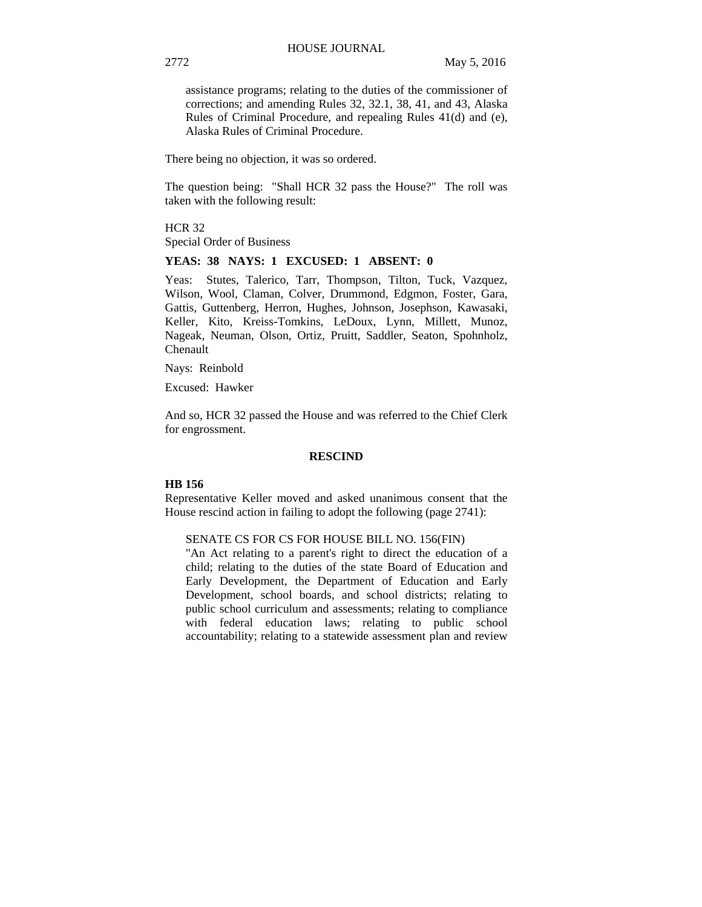assistance programs; relating to the duties of the commissioner of corrections; and amending Rules 32, 32.1, 38, 41, and 43, Alaska Rules of Criminal Procedure, and repealing Rules 41(d) and (e), Alaska Rules of Criminal Procedure.

There being no objection, it was so ordered.

The question being: "Shall HCR 32 pass the House?" The roll was taken with the following result:

HCR 32
Special Order of Business

**YEAS: 38 NAYS: 1 EXCUSED: 1 ABSENT: 0**

Yeas: Stutes, Talerico, Tarr, Thompson, Tilton, Tuck, Vazquez, Wilson, Wool, Claman, Colver, Drummond, Edgmon, Foster, Gara, Gattis, Guttenberg, Herron, Hughes, Johnson, Josephson, Kawasaki, Keller, Kito, Kreiss-Tomkins, LeDoux, Lynn, Millett, Munoz, Nageak, Neuman, Olson, Ortiz, Pruitt, Saddler, Seaton, Spohnholz, Chenault

Nays: Reinbold

Excused: Hawker

And so, HCR 32 passed the House and was referred to the Chief Clerk for engrossment.

## RESCIND

**HB 156**

Representative Keller moved and asked unanimous consent that the House rescind action in failing to adopt the following (page 2741):

SENATE CS FOR CS FOR HOUSE BILL NO. 156(FIN)
"An Act relating to a parent's right to direct the education of a child; relating to the duties of the state Board of Education and Early Development, the Department of Education and Early Development, school boards, and school districts; relating to public school curriculum and assessments; relating to compliance with federal education laws; relating to public school accountability; relating to a statewide assessment plan and review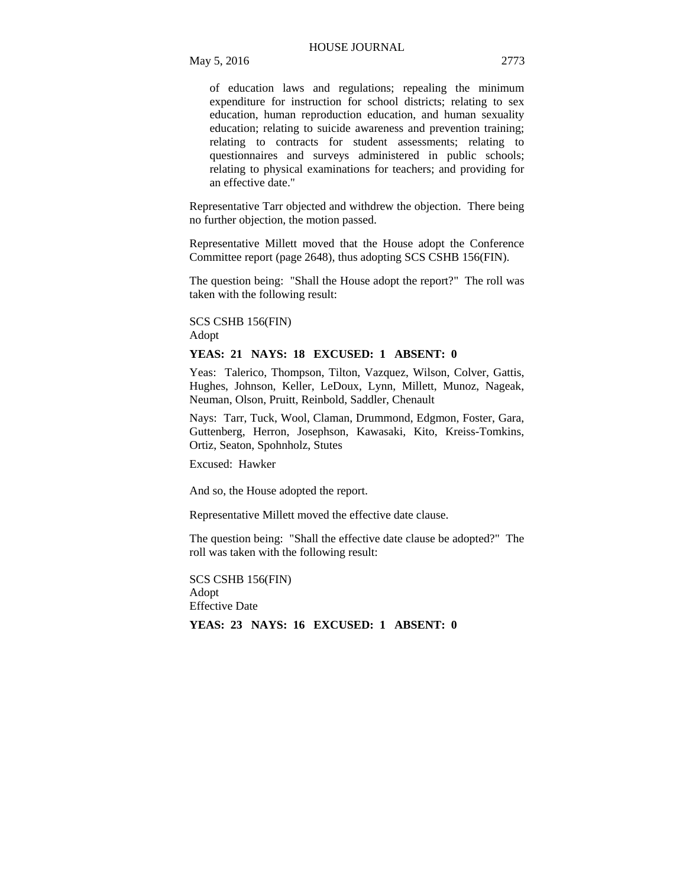of education laws and regulations; repealing the minimum expenditure for instruction for school districts; relating to sex education, human reproduction education, and human sexuality education; relating to suicide awareness and prevention training; relating to contracts for student assessments; relating to questionnaires and surveys administered in public schools; relating to physical examinations for teachers; and providing for an effective date."

Representative Tarr objected and withdrew the objection. There being no further objection, the motion passed.

Representative Millett moved that the House adopt the Conference Committee report (page 2648), thus adopting SCS CSHB 156(FIN).

The question being: "Shall the House adopt the report?" The roll was taken with the following result:

SCS CSHB 156(FIN)
Adopt

**YEAS: 21 NAYS: 18 EXCUSED: 1 ABSENT: 0**

Yeas: Talerico, Thompson, Tilton, Vazquez, Wilson, Colver, Gattis, Hughes, Johnson, Keller, LeDoux, Lynn, Millett, Munoz, Nageak, Neuman, Olson, Pruitt, Reinbold, Saddler, Chenault

Nays: Tarr, Tuck, Wool, Claman, Drummond, Edgmon, Foster, Gara, Guttenberg, Herron, Josephson, Kawasaki, Kito, Kreiss-Tomkins, Ortiz, Seaton, Spohnholz, Stutes

Excused: Hawker

And so, the House adopted the report.

Representative Millett moved the effective date clause.

The question being: "Shall the effective date clause be adopted?" The roll was taken with the following result:

SCS CSHB 156(FIN)
Adopt
Effective Date

**YEAS: 23 NAYS: 16 EXCUSED: 1 ABSENT: 0**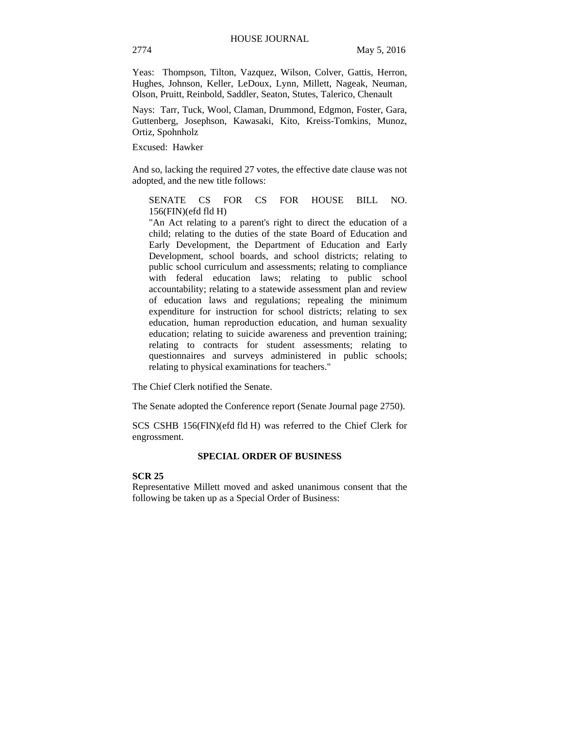Yeas: Thompson, Tilton, Vazquez, Wilson, Colver, Gattis, Herron, Hughes, Johnson, Keller, LeDoux, Lynn, Millett, Nageak, Neuman, Olson, Pruitt, Reinbold, Saddler, Seaton, Stutes, Talerico, Chenault

Nays: Tarr, Tuck, Wool, Claman, Drummond, Edgmon, Foster, Gara, Guttenberg, Josephson, Kawasaki, Kito, Kreiss-Tomkins, Munoz, Ortiz, Spohnholz

Excused: Hawker

And so, lacking the required 27 votes, the effective date clause was not adopted, and the new title follows:

> SENATE CS FOR CS FOR HOUSE BILL NO. 156(FIN)(efd fld H)
> "An Act relating to a parent's right to direct the education of a child; relating to the duties of the state Board of Education and Early Development, the Department of Education and Early Development, school boards, and school districts; relating to public school curriculum and assessments; relating to compliance with federal education laws; relating to public school accountability; relating to a statewide assessment plan and review of education laws and regulations; repealing the minimum expenditure for instruction for school districts; relating to sex education, human reproduction education, and human sexuality education; relating to suicide awareness and prevention training; relating to contracts for student assessments; relating to questionnaires and surveys administered in public schools; relating to physical examinations for teachers."

The Chief Clerk notified the Senate.

The Senate adopted the Conference report (Senate Journal page 2750).

SCS CSHB 156(FIN)(efd fld H) was referred to the Chief Clerk for engrossment.

## SPECIAL ORDER OF BUSINESS

**SCR 25**
Representative Millett moved and asked unanimous consent that the following be taken up as a Special Order of Business: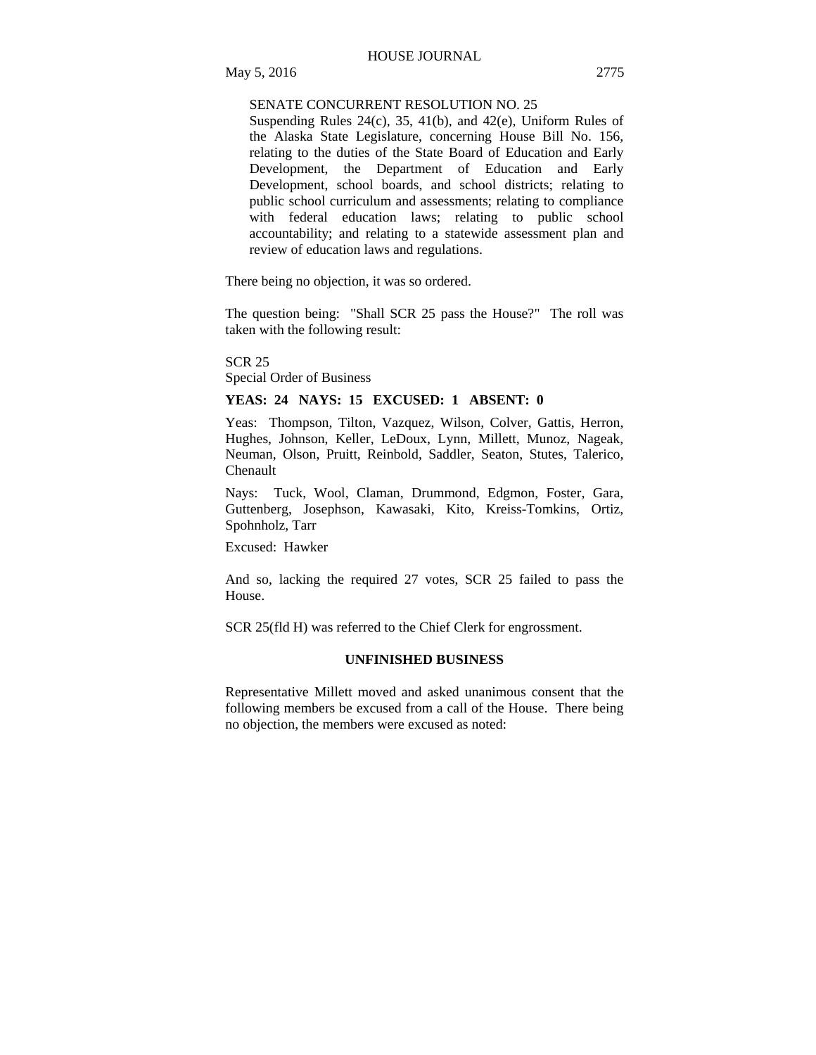SENATE CONCURRENT RESOLUTION NO. 25
Suspending Rules 24(c), 35, 41(b), and 42(e), Uniform Rules of the Alaska State Legislature, concerning House Bill No. 156, relating to the duties of the State Board of Education and Early Development, the Department of Education and Early Development, school boards, and school districts; relating to public school curriculum and assessments; relating to compliance with federal education laws; relating to public school accountability; and relating to a statewide assessment plan and review of education laws and regulations.

There being no objection, it was so ordered.

The question being: "Shall SCR 25 pass the House?" The roll was taken with the following result:

SCR 25
Special Order of Business

**YEAS: 24 NAYS: 15 EXCUSED: 1 ABSENT: 0**

Yeas: Thompson, Tilton, Vazquez, Wilson, Colver, Gattis, Herron, Hughes, Johnson, Keller, LeDoux, Lynn, Millett, Munoz, Nageak, Neuman, Olson, Pruitt, Reinbold, Saddler, Seaton, Stutes, Talerico, Chenault

Nays: Tuck, Wool, Claman, Drummond, Edgmon, Foster, Gara, Guttenberg, Josephson, Kawasaki, Kito, Kreiss-Tomkins, Ortiz, Spohnholz, Tarr

Excused: Hawker

And so, lacking the required 27 votes, SCR 25 failed to pass the House.

SCR 25(fld H) was referred to the Chief Clerk for engrossment.

**UNFINISHED BUSINESS**

Representative Millett moved and asked unanimous consent that the following members be excused from a call of the House. There being no objection, the members were excused as noted: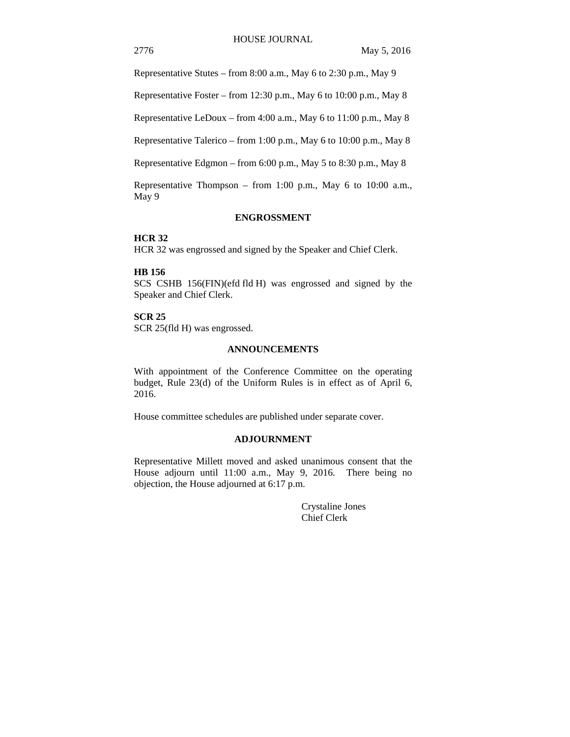Representative Stutes – from 8:00 a.m., May 6 to 2:30 p.m., May 9

Representative Foster – from 12:30 p.m., May 6 to 10:00 p.m., May 8

Representative LeDoux – from 4:00 a.m., May 6 to 11:00 p.m., May 8

Representative Talerico – from 1:00 p.m., May 6 to 10:00 p.m., May 8

Representative Edgmon – from 6:00 p.m., May 5 to 8:30 p.m., May 8

Representative Thompson – from 1:00 p.m., May 6 to 10:00 a.m., May 9

## ENGROSSMENT

**HCR 32**
HCR 32 was engrossed and signed by the Speaker and Chief Clerk.

**HB 156**
SCS CSHB 156(FIN)(efd fld H) was engrossed and signed by the Speaker and Chief Clerk.

**SCR 25**
SCR 25(fld H) was engrossed.

## ANNOUNCEMENTS

With appointment of the Conference Committee on the operating budget, Rule 23(d) of the Uniform Rules is in effect as of April 6, 2016.

House committee schedules are published under separate cover.

## ADJOURNMENT

Representative Millett moved and asked unanimous consent that the House adjourn until 11:00 a.m., May 9, 2016. There being no objection, the House adjourned at 6:17 p.m.

Crystaline Jones
Chief Clerk